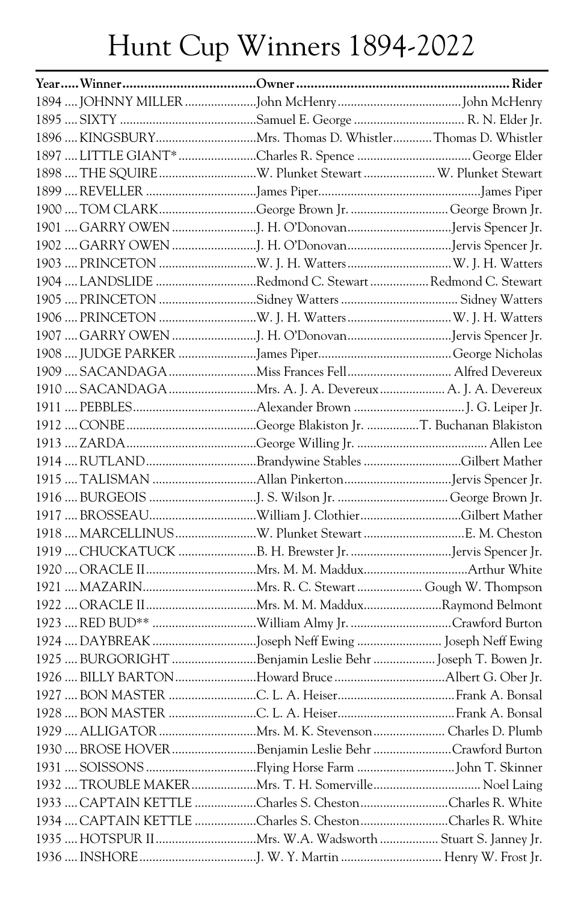# Hunt Cup Winners 1894-2022

| Year | Winner | Owner | Rider |
|---|---|---|---|
| 1894 | JOHNNY MILLER | John McHenry | John McHenry |
| 1895 | SIXTY | Samuel E. George | R. N. Elder Jr. |
| 1896 | KINGSBURY | Mrs. Thomas D. Whistler | Thomas D. Whistler |
| 1897 | LITTLE GIANT* | Charles R. Spence | George Elder |
| 1898 | THE SQUIRE | W. Plunket Stewart | W. Plunket Stewart |
| 1899 | REVELLER | James Piper | James Piper |
| 1900 | TOM CLARK | George Brown Jr. | George Brown Jr. |
| 1901 | GARRY OWEN | J. H. O'Donovan | Jervis Spencer Jr. |
| 1902 | GARRY OWEN | J. H. O'Donovan | Jervis Spencer Jr. |
| 1903 | PRINCETON | W. J. H. Watters | W. J. H. Watters |
| 1904 | LANDSLIDE | Redmond C. Stewart | Redmond C. Stewart |
| 1905 | PRINCETON | Sidney Watters | Sidney Watters |
| 1906 | PRINCETON | W. J. H. Watters | W. J. H. Watters |
| 1907 | GARRY OWEN | J. H. O'Donovan | Jervis Spencer Jr. |
| 1908 | JUDGE PARKER | James Piper | George Nicholas |
| 1909 | SACANDAGA | Miss Frances Fell | Alfred Devereux |
| 1910 | SACANDAGA | Mrs. A. J. A. Devereux | A. J. A. Devereux |
| 1911 | PEBBLES | Alexander Brown | J. G. Leiper Jr. |
| 1912 | CONBE | George Blakiston Jr. | T. Buchanan Blakiston |
| 1913 | ZARDA | George Willing Jr. | Allen Lee |
| 1914 | RUTLAND | Brandywine Stables | Gilbert Mather |
| 1915 | TALISMAN | Allan Pinkerton | Jervis Spencer Jr. |
| 1916 | BURGEOIS | J. S. Wilson Jr. | George Brown Jr. |
| 1917 | BROSSEAU | William J. Clothier | Gilbert Mather |
| 1918 | MARCELLINUS | W. Plunket Stewart | E. M. Cheston |
| 1919 | CHUCKATUCK | B. H. Brewster Jr. | Jervis Spencer Jr. |
| 1920 | ORACLE II | Mrs. M. M. Maddux | Arthur White |
| 1921 | MAZARIN | Mrs. R. C. Stewart | Gough W. Thompson |
| 1922 | ORACLE II | Mrs. M. M. Maddux | Raymond Belmont |
| 1923 | RED BUD** | William Almy Jr. | Crawford Burton |
| 1924 | DAYBREAK | Joseph Neff Ewing | Joseph Neff Ewing |
| 1925 | BURGORIGHT | Benjamin Leslie Behr | Joseph T. Bowen Jr. |
| 1926 | BILLY BARTON | Howard Bruce | Albert G. Ober Jr. |
| 1927 | BON MASTER | C. L. A. Heiser | Frank A. Bonsal |
| 1928 | BON MASTER | C. L. A. Heiser | Frank A. Bonsal |
| 1929 | ALLIGATOR | Mrs. M. K. Stevenson | Charles D. Plumb |
| 1930 | BROSE HOVER | Benjamin Leslie Behr | Crawford Burton |
| 1931 | SOISSONS | Flying Horse Farm | John T. Skinner |
| 1932 | TROUBLE MAKER | Mrs. T. H. Somerville | Noel Laing |
| 1933 | CAPTAIN KETTLE | Charles S. Cheston | Charles R. White |
| 1934 | CAPTAIN KETTLE | Charles S. Cheston | Charles R. White |
| 1935 | HOTSPUR II | Mrs. W.A. Wadsworth | Stuart S. Janney Jr. |
| 1936 | INSHORE | J. W. Y. Martin | Henry W. Frost Jr. |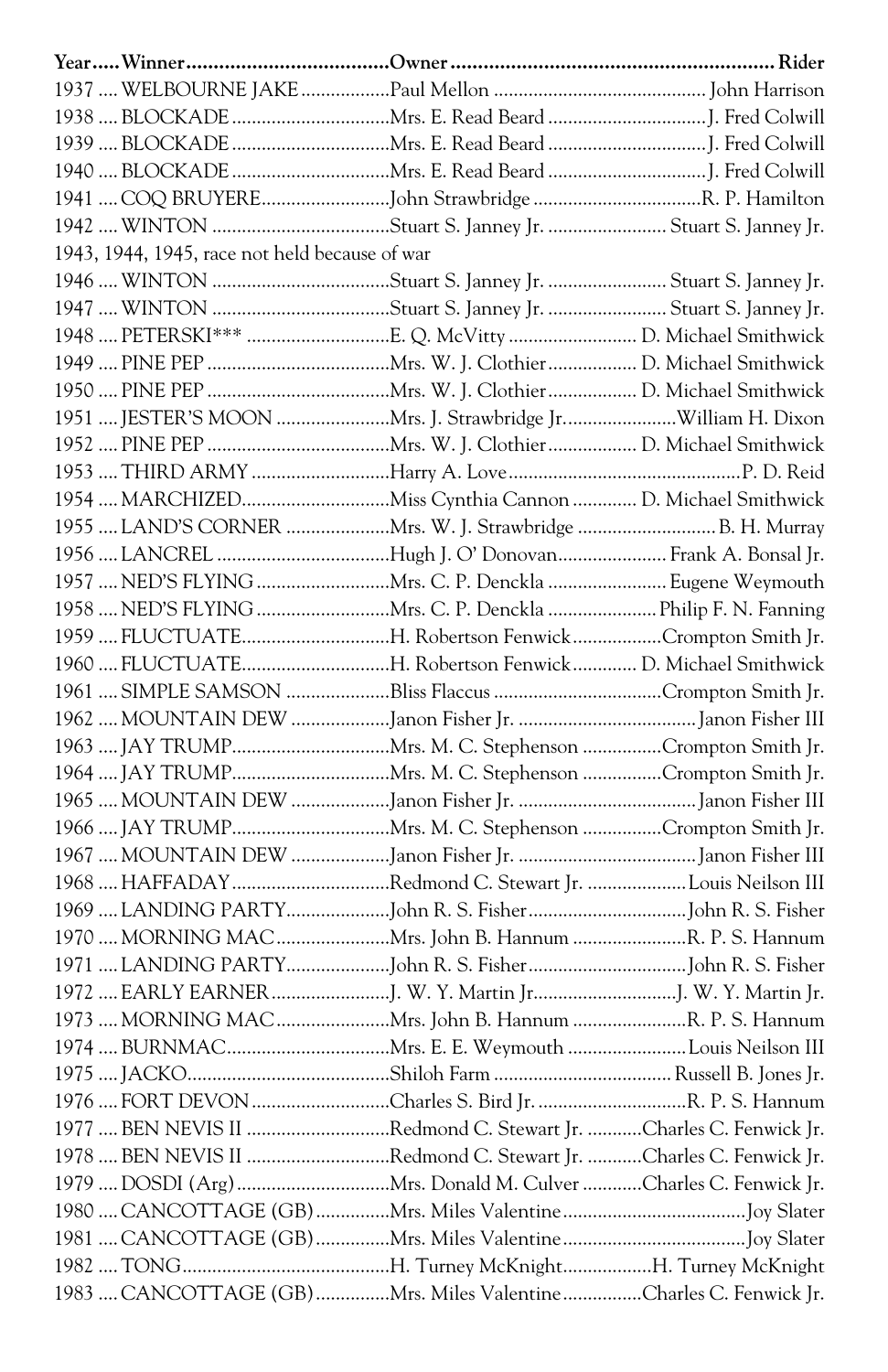| Year | Winner | Owner | Rider |
|---|---|---|---|
| 1937 | WELBOURNE JAKE | Paul Mellon | John Harrison |
| 1938 | BLOCKADE | Mrs. E. Read Beard | J. Fred Colwill |
| 1939 | BLOCKADE | Mrs. E. Read Beard | J. Fred Colwill |
| 1940 | BLOCKADE | Mrs. E. Read Beard | J. Fred Colwill |
| 1941 | COQ BRUYERE | John Strawbridge | R. P. Hamilton |
| 1942 | WINTON | Stuart S. Janney Jr. | Stuart S. Janney Jr. |
| 1943, 1944, 1945, race not held because of war | | | |
| 1946 | WINTON | Stuart S. Janney Jr. | Stuart S. Janney Jr. |
| 1947 | WINTON | Stuart S. Janney Jr. | Stuart S. Janney Jr. |
| 1948 | PETERSKI*** | E. Q. McVitty | D. Michael Smithwick |
| 1949 | PINE PEP | Mrs. W. J. Clothier | D. Michael Smithwick |
| 1950 | PINE PEP | Mrs. W. J. Clothier | D. Michael Smithwick |
| 1951 | JESTER'S MOON | Mrs. J. Strawbridge Jr. | William H. Dixon |
| 1952 | PINE PEP | Mrs. W. J. Clothier | D. Michael Smithwick |
| 1953 | THIRD ARMY | Harry A. Love | P. D. Reid |
| 1954 | MARCHIZED | Miss Cynthia Cannon | D. Michael Smithwick |
| 1955 | LAND'S CORNER | Mrs. W. J. Strawbridge | B. H. Murray |
| 1956 | LANCREL | Hugh J. O' Donovan | Frank A. Bonsal Jr. |
| 1957 | NED'S FLYING | Mrs. C. P. Denckla | Eugene Weymouth |
| 1958 | NED'S FLYING | Mrs. C. P. Denckla | Philip F. N. Fanning |
| 1959 | FLUCTUATE | H. Robertson Fenwick | Crompton Smith Jr. |
| 1960 | FLUCTUATE | H. Robertson Fenwick | D. Michael Smithwick |
| 1961 | SIMPLE SAMSON | Bliss Flaccus | Crompton Smith Jr. |
| 1962 | MOUNTAIN DEW | Janon Fisher Jr. | Janon Fisher III |
| 1963 | JAY TRUMP | Mrs. M. C. Stephenson | Crompton Smith Jr. |
| 1964 | JAY TRUMP | Mrs. M. C. Stephenson | Crompton Smith Jr. |
| 1965 | MOUNTAIN DEW | Janon Fisher Jr. | Janon Fisher III |
| 1966 | JAY TRUMP | Mrs. M. C. Stephenson | Crompton Smith Jr. |
| 1967 | MOUNTAIN DEW | Janon Fisher Jr. | Janon Fisher III |
| 1968 | HAFFADAY | Redmond C. Stewart Jr. | Louis Neilson III |
| 1969 | LANDING PARTY | John R. S. Fisher | John R. S. Fisher |
| 1970 | MORNING MAC | Mrs. John B. Hannum | R. P. S. Hannum |
| 1971 | LANDING PARTY | John R. S. Fisher | John R. S. Fisher |
| 1972 | EARLY EARNER | J. W. Y. Martin Jr. | J. W. Y. Martin Jr. |
| 1973 | MORNING MAC | Mrs. John B. Hannum | R. P. S. Hannum |
| 1974 | BURNMAC | Mrs. E. E. Weymouth | Louis Neilson III |
| 1975 | JACKO | Shiloh Farm | Russell B. Jones Jr. |
| 1976 | FORT DEVON | Charles S. Bird Jr. | R. P. S. Hannum |
| 1977 | BEN NEVIS II | Redmond C. Stewart Jr. | Charles C. Fenwick Jr. |
| 1978 | BEN NEVIS II | Redmond C. Stewart Jr. | Charles C. Fenwick Jr. |
| 1979 | DOSDI (Arg) | Mrs. Donald M. Culver | Charles C. Fenwick Jr. |
| 1980 | CANCOTTAGE (GB) | Mrs. Miles Valentine | Joy Slater |
| 1981 | CANCOTTAGE (GB) | Mrs. Miles Valentine | Joy Slater |
| 1982 | TONG | H. Turney McKnight | H. Turney McKnight |
| 1983 | CANCOTTAGE (GB) | Mrs. Miles Valentine | Charles C. Fenwick Jr. |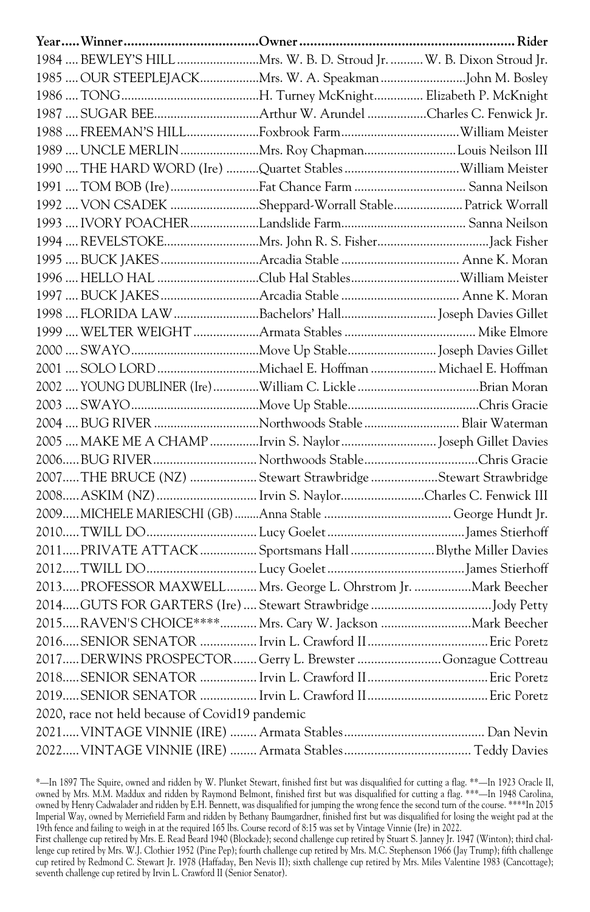| Year | Winner | Owner | Rider |
|---|---|---|---|
| 1984 | BEWLEY'S HILL | Mrs. W. B. D. Stroud Jr. | W. B. Dixon Stroud Jr. |
| 1985 | OUR STEEPLEJACK | Mrs. W. A. Speakman | John M. Bosley |
| 1986 | TONG | H. Turney McKnight | Elizabeth P. McKnight |
| 1987 | SUGAR BEE | Arthur W. Arundel | Charles C. Fenwick Jr. |
| 1988 | FREEMAN'S HILL | Foxbrook Farm | William Meister |
| 1989 | UNCLE MERLIN | Mrs. Roy Chapman | Louis Neilson III |
| 1990 | THE HARD WORD (Ire) | Quartet Stables | William Meister |
| 1991 | TOM BOB (Ire) | Fat Chance Farm | Sanna Neilson |
| 1992 | VON CSADEK | Sheppard-Worrall Stable | Patrick Worrall |
| 1993 | IVORY POACHER | Landslide Farm | Sanna Neilson |
| 1994 | REVELSTOKE | Mrs. John R. S. Fisher | Jack Fisher |
| 1995 | BUCK JAKES | Arcadia Stable | Anne K. Moran |
| 1996 | HELLO HAL | Club Hal Stables | William Meister |
| 1997 | BUCK JAKES | Arcadia Stable | Anne K. Moran |
| 1998 | FLORIDA LAW | Bachelors' Hall | Joseph Davies Gillet |
| 1999 | WELTER WEIGHT | Armata Stables | Mike Elmore |
| 2000 | SWAYO | Move Up Stable | Joseph Davies Gillet |
| 2001 | SOLO LORD | Michael E. Hoffman | Michael E. Hoffman |
| 2002 | YOUNG DUBLINER (Ire) | William C. Lickle | Brian Moran |
| 2003 | SWAYO | Move Up Stable | Chris Gracie |
| 2004 | BUG RIVER | Northwoods Stable | Blair Waterman |
| 2005 | MAKE ME A CHAMP | Irvin S. Naylor | Joseph Gillet Davies |
| 2006 | BUG RIVER | Northwoods Stable | Chris Gracie |
| 2007 | THE BRUCE (NZ) | Stewart Strawbridge | Stewart Strawbridge |
| 2008 | ASKIM (NZ) | Irvin S. Naylor | Charles C. Fenwick III |
| 2009 | MICHELE MARIESCHI (GB) | Anna Stable | George Hundt Jr. |
| 2010 | TWILL DO | Lucy Goelet | James Stierhoff |
| 2011 | PRIVATE ATTACK | Sportsmans Hall | Blythe Miller Davies |
| 2012 | TWILL DO | Lucy Goelet | James Stierhoff |
| 2013 | PROFESSOR MAXWELL | Mrs. George L. Ohrstrom Jr. | Mark Beecher |
| 2014 | GUTS FOR GARTERS (Ire) | Stewart Strawbridge | Jody Petty |
| 2015 | RAVEN'S CHOICE**** | Mrs. Cary W. Jackson | Mark Beecher |
| 2016 | SENIOR SENATOR | Irvin L. Crawford II | Eric Poretz |
| 2017 | DERWINS PROSPECTOR | Gerry L. Brewster | Gonzague Cottreau |
| 2018 | SENIOR SENATOR | Irvin L. Crawford II | Eric Poretz |
| 2019 | SENIOR SENATOR | Irvin L. Crawford II | Eric Poretz |
| 2020, race not held because of Covid19 pandemic | | | |
| 2021 | VINTAGE VINNIE (IRE) | Armata Stables | Dan Nevin |
| 2022 | VINTAGE VINNIE (IRE) | Armata Stables | Teddy Davies |

*—In 1897 The Squire, owned and ridden by W. Plunket Stewart, finished first but was disqualified for cutting a flag. **—In 1923 Oracle II, owned by Mrs. M.M. Maddux and ridden by Raymond Belmont, finished first but was disqualified for cutting a flag. ***—In 1948 Carolina, owned by Henry Cadwalader and ridden by E.H. Bennett, was disqualified for jumping the wrong fence the second turn of the course. ****In 2015 Imperial Way, owned by Merriefield Farm and ridden by Bethany Baumgardner, finished first but was disqualified for losing the weight pad at the 19th fence and failing to weigh in at the required 165 lbs. Course record of 8:15 was set by Vintage Vinnie (Ire) in 2022.

First challenge cup retired by Mrs. E. Read Beard 1940 (Blockade); second challenge cup retired by Stuart S. Janney Jr. 1947 (Winton); third challenge cup retired by Mrs. W.J. Clothier 1952 (Pine Pep); fourth challenge cup retired by Mrs. M.C. Stephenson 1966 (Jay Trump); fifth challenge cup retired by Redmond C. Stewart Jr. 1978 (Haffaday, Ben Nevis II); sixth challenge cup retired by Mrs. Miles Valentine 1983 (Cancottage); seventh challenge cup retired by Irvin L. Crawford II (Senior Senator).